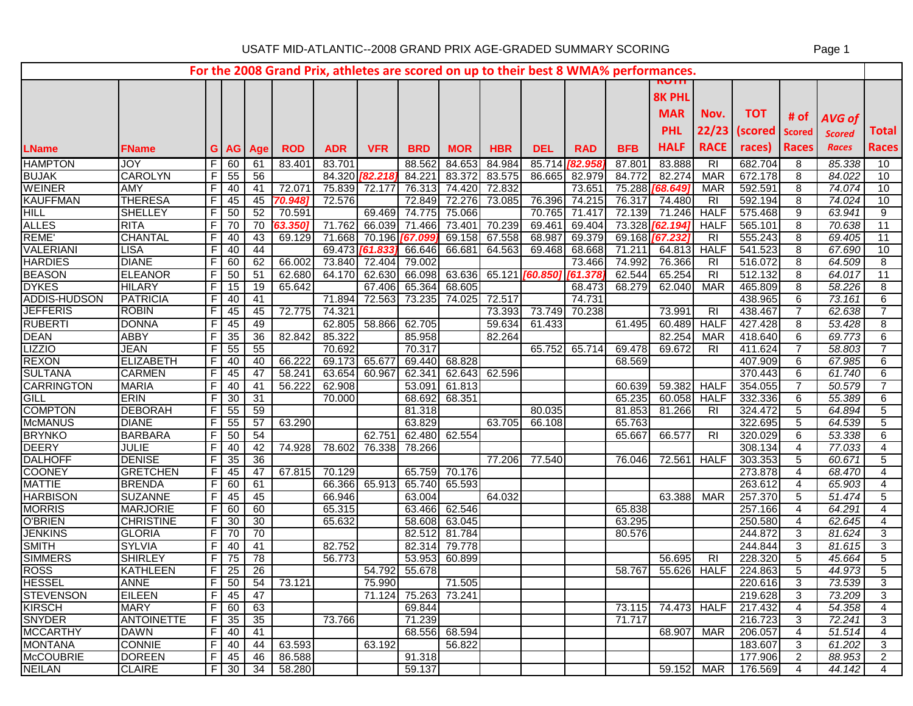# USATF MID-ATLANTIC--2008 GRAND PRIX AGE-GRADED SUMMARY SCORING

**For the 2008 Grand Prix, athletes are scored on up to their best 8 WMA% performances.**

| LName | FName | G | AG | Age | ROD | ADR | VFR | BRD | MOR | HBR | DEL | RAD | BFB | ROTH 8K PHL MAR PHL HALF | Nov. 22/23 RACE | TOT (scored races) | # of Scored Races | *AVG of Scored Races* | Total Races |
|---|---|---|---|---|---|---|---|---|---|---|---|---|---|---|---|---|---|---|---|
| HAMPTON | JOY | F | 60 | 61 | 83.401 | 83.701 | | 88.562 | 84.653 | 84.984 | 85.714 | [82.958] | 87.801 | 83.888 | RI | 682.704 | 8 | *85.338* | 10 |
| BUJAK | CAROLYN | F | 55 | 56 | | 84.320 | [82.218] | 84.221 | 83.372 | 83.575 | 86.665 | 82.979 | 84.772 | 82.274 | MAR | 672.178 | 8 | *84.022* | 10 |
| WEINER | AMY | F | 40 | 41 | 72.071 | 75.839 | 72.177 | 76.313 | 74.420 | 72.832 | | 73.651 | 75.288 | [68.649] | MAR | 592.591 | 8 | *74.074* | 10 |
| KAUFFMAN | THERESA | F | 45 | 45 | 70.948] | 72.576 | | 72.849 | 72.276 | 73.085 | 76.396 | 74.215 | 76.317 | 74.480 | RI | 592.194 | 8 | *74.024* | 10 |
| HILL | SHELLEY | F | 50 | 52 | 70.591 | | 69.469 | 74.775 | 75.066 | | 70.765 | 71.417 | 72.139 | 71.246 | HALF | 575.468 | 9 | *63.941* | 9 |
| ALLES | RITA | F | 70 | 70 | [63.350] | 71.762 | 66.039 | 71.466 | 73.401 | 70.239 | 69.461 | 69.404 | 73.328 | [62.194] | HALF | 565.101 | 8 | *70.638* | 11 |
| REME' | CHANTAL | F | 40 | 43 | 69.129 | 71.668 | 70.196 | [67.099] | 69.158 | 67.558 | 68.987 | 69.379 | 69.168 | [67.232] | RI | 555.243 | 8 | *69.405* | 11 |
| VALERIANI | LISA | F | 40 | 44 | | 69.473 | [61.833] | 66.646 | 66.681 | 64.563 | 69.468 | 68.668 | 71.211 | 64.813 | HALF | 541.523 | 8 | *67.690* | 10 |
| HARDIES | DIANE | F | 60 | 62 | 66.002 | 73.840 | 72.404 | 79.002 | | | | 73.466 | 74.992 | 76.366 | RI | 516.072 | 8 | *64.509* | 8 |
| BEASON | ELEANOR | F | 50 | 51 | 62.680 | 64.170 | 62.630 | 66.098 | 63.636 | 65.121 | [60.850] | [61.378] | 62.544 | 65.254 | RI | 512.132 | 8 | *64.017* | 11 |
| DYKES | HILARY | F | 15 | 19 | 65.642 | | 67.406 | 65.364 | 68.605 | | | 68.473 | 68.279 | 62.040 | MAR | 465.809 | 8 | *58.226* | 8 |
| ADDIS-HUDSON | PATRICIA | F | 40 | 41 | | 71.894 | 72.563 | 73.235 | 74.025 | 72.517 | | 74.731 | | | | 438.965 | 6 | *73.161* | 6 |
| JEFFERIS | ROBIN | F | 45 | 45 | 72.775 | 74.321 | | | | 73.393 | 73.749 | 70.238 | | 73.991 | RI | 438.467 | 7 | *62.638* | 7 |
| RUBERTI | DONNA | F | 45 | 49 | | 62.805 | 58.866 | 62.705 | | 59.634 | 61.433 | | 61.495 | 60.489 | HALF | 427.428 | 8 | *53.428* | 8 |
| DEAN | ABBY | F | 35 | 36 | 82.842 | 85.322 | | 85.958 | | 82.264 | | | | 82.254 | MAR | 418.640 | 6 | *69.773* | 6 |
| LIZZIO | JEAN | F | 55 | 55 | | 70.692 | | 70.317 | | | 65.752 | 65.714 | 69.478 | 69.672 | RI | 411.624 | 7 | *58.803* | 7 |
| REXON | ELIZABETH | F | 40 | 40 | 66.222 | 69.173 | 65.677 | 69.440 | 68.828 | | | | 68.569 | | | 407.909 | 6 | *67.985* | 6 |
| SULTANA | CARMEN | F | 45 | 47 | 58.241 | 63.654 | 60.967 | 62.341 | 62.643 | 62.596 | | | | | | 370.443 | 6 | *61.740* | 6 |
| CARRINGTON | MARIA | F | 40 | 41 | 56.222 | 62.908 | | 53.091 | 61.813 | | | | 60.639 | 59.382 | HALF | 354.055 | 7 | *50.579* | 7 |
| GILL | ERIN | F | 30 | 31 | | 70.000 | | 68.692 | 68.351 | | | | 65.235 | 60.058 | HALF | 332.336 | 6 | *55.389* | 6 |
| COMPTON | DEBORAH | F | 55 | 59 | | | | 81.318 | | | 80.035 | | 81.853 | 81.266 | RI | 324.472 | 5 | *64.894* | 5 |
| McMANUS | DIANE | F | 55 | 57 | 63.290 | | | 63.829 | | 63.705 | 66.108 | | 65.763 | | | 322.695 | 5 | *64.539* | 5 |
| BRYNKO | BARBARA | F | 50 | 54 | | | 62.751 | 62.480 | 62.554 | | | | 65.667 | 66.577 | RI | 320.029 | 6 | *53.338* | 6 |
| DEERY | JULIE | F | 40 | 42 | 74.928 | 78.602 | 76.338 | 78.266 | | | | | | | | 308.134 | 4 | *77.033* | 4 |
| DALHOFF | DENISE | F | 35 | 36 | | | | | | 77.206 | 77.540 | | 76.046 | 72.561 | HALF | 303.353 | 5 | *60.671* | 5 |
| COONEY | GRETCHEN | F | 45 | 47 | 67.815 | 70.129 | | 65.759 | 70.176 | | | | | | | 273.878 | 4 | *68.470* | 4 |
| MATTIE | BRENDA | F | 60 | 61 | | 66.366 | 65.913 | 65.740 | 65.593 | | | | | | | 263.612 | 4 | *65.903* | 4 |
| HARBISON | SUZANNE | F | 45 | 45 | | 66.946 | | 63.004 | | 64.032 | | | | 63.388 | MAR | 257.370 | 5 | *51.474* | 5 |
| MORRIS | MARJORIE | F | 60 | 60 | | 65.315 | | 63.466 | 62.546 | | | | 65.838 | | | 257.166 | 4 | *64.291* | 4 |
| O'BRIEN | CHRISTINE | F | 30 | 30 | | 65.632 | | 58.608 | 63.045 | | | | 63.295 | | | 250.580 | 4 | *62.645* | 4 |
| JENKINS | GLORIA | F | 70 | 70 | | | | 82.512 | 81.784 | | | | 80.576 | | | 244.872 | 3 | *81.624* | 3 |
| SMITH | SYLVIA | F | 40 | 41 | | 82.752 | | 82.314 | 79.778 | | | | | | | 244.844 | 3 | *81.615* | 3 |
| SIMMERS | SHIRLEY | F | 75 | 78 | | 56.773 | | 53.953 | 60.899 | | | | | 56.695 | RI | 228.320 | 5 | *45.664* | 5 |
| ROSS | KATHLEEN | F | 25 | 26 | | | 54.792 | 55.678 | | | | | 58.767 | 55.626 | HALF | 224.863 | 5 | *44.973* | 5 |
| HESSEL | ANNE | F | 50 | 54 | 73.121 | | 75.990 | | 71.505 | | | | | | | 220.616 | 3 | *73.539* | 3 |
| STEVENSON | EILEEN | F | 45 | 47 | | | 71.124 | 75.263 | 73.241 | | | | | | | 219.628 | 3 | *73.209* | 3 |
| KIRSCH | MARY | F | 60 | 63 | | | | 69.844 | | | | | 73.115 | 74.473 | HALF | 217.432 | 4 | *54.358* | 4 |
| SNYDER | ANTOINETTE | F | 35 | 35 | | 73.766 | | 71.239 | | | | | 71.717 | | | 216.723 | 3 | *72.241* | 3 |
| MCCARTHY | DAWN | F | 40 | 41 | | | | 68.556 | 68.594 | | | | | 68.907 | MAR | 206.057 | 4 | *51.514* | 4 |
| MONTANA | CONNIE | F | 40 | 44 | 63.593 | | 63.192 | | 56.822 | | | | | | | 183.607 | 3 | *61.202* | 3 |
| McCOUBRIE | DOREEN | F | 45 | 46 | 86.588 | | | 91.318 | | | | | | | | 177.906 | 2 | *88.953* | 2 |
| NEILAN | CLAIRE | F | 30 | 34 | 58.280 | | | 59.137 | | | | | | 59.152 | MAR | 176.569 | 4 | *44.142* | 4 |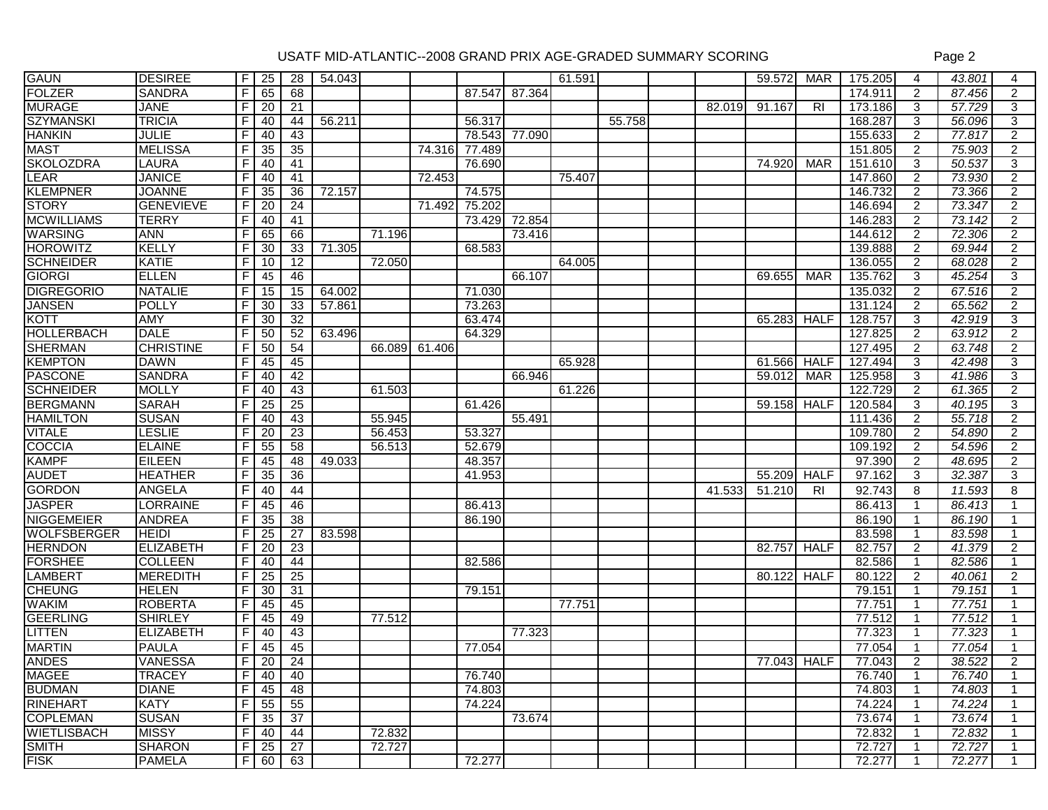# USATF MID-ATLANTIC--2008 GRAND PRIX AGE-GRADED SUMMARY SCORING

| | | | | | | | | | | | | | | | | | | | |
|---|---|---|---|---|---|---|---|---|---|---|---|---|---|---|---|---|---|---|---|
| GAUN | DESIREE | F | 25 | 28 | 54.043 | | | | | 61.591 | | | | 59.572 | MAR | 175.205 | 4 | 43.801 | 4 |
| FOLZER | SANDRA | F | 65 | 68 | | | | 87.547 | 87.364 | | | | | | | 174.911 | 2 | 87.456 | 2 |
| MURAGE | JANE | F | 20 | 21 | | | | | | | | | 82.019 | 91.167 | RI | 173.186 | 3 | 57.729 | 3 |
| SZYMANSKI | TRICIA | F | 40 | 44 | 56.211 | | | 56.317 | | | 55.758 | | | | | 168.287 | 3 | 56.096 | 3 |
| HANKIN | JULIE | F | 40 | 43 | | | | 78.543 | 77.090 | | | | | | | 155.633 | 2 | 77.817 | 2 |
| MAST | MELISSA | F | 35 | 35 | | | 74.316 | 77.489 | | | | | | | | 151.805 | 2 | 75.903 | 2 |
| SKOLOZDRA | LAURA | F | 40 | 41 | | | | 76.690 | | | | | | 74.920 | MAR | 151.610 | 3 | 50.537 | 3 |
| LEAR | JANICE | F | 40 | 41 | | | 72.453 | | | 75.407 | | | | | | 147.860 | 2 | 73.930 | 2 |
| KLEMPNER | JOANNE | F | 35 | 36 | 72.157 | | | 74.575 | | | | | | | | 146.732 | 2 | 73.366 | 2 |
| STORY | GENEVIEVE | F | 20 | 24 | | | 71.492 | 75.202 | | | | | | | | 146.694 | 2 | 73.347 | 2 |
| MCWILLIAMS | TERRY | F | 40 | 41 | | | | 73.429 | 72.854 | | | | | | | 146.283 | 2 | 73.142 | 2 |
| WARSING | ANN | F | 65 | 66 | | 71.196 | | | 73.416 | | | | | | | 144.612 | 2 | 72.306 | 2 |
| HOROWITZ | KELLY | F | 30 | 33 | 71.305 | | | 68.583 | | | | | | | | 139.888 | 2 | 69.944 | 2 |
| SCHNEIDER | KATIE | F | 10 | 12 | | 72.050 | | | | 64.005 | | | | | | 136.055 | 2 | 68.028 | 2 |
| GIORGI | ELLEN | F | 45 | 46 | | | | | 66.107 | | | | | 69.655 | MAR | 135.762 | 3 | 45.254 | 3 |
| DIGREGORIO | NATALIE | F | 15 | 15 | 64.002 | | | 71.030 | | | | | | | | 135.032 | 2 | 67.516 | 2 |
| JANSEN | POLLY | F | 30 | 33 | 57.861 | | | 73.263 | | | | | | | | 131.124 | 2 | 65.562 | 2 |
| KOTT | AMY | F | 30 | 32 | | | | 63.474 | | | | | | 65.283 | HALF | 128.757 | 3 | 42.919 | 3 |
| HOLLERBACH | DALE | F | 50 | 52 | 63.496 | | | 64.329 | | | | | | | | 127.825 | 2 | 63.912 | 2 |
| SHERMAN | CHRISTINE | F | 50 | 54 | | 66.089 | 61.406 | | | | | | | | | 127.495 | 2 | 63.748 | 2 |
| KEMPTON | DAWN | F | 45 | 45 | | | | | | 65.928 | | | | 61.566 | HALF | 127.494 | 3 | 42.498 | 3 |
| PASCONE | SANDRA | F | 40 | 42 | | | | | 66.946 | | | | | 59.012 | MAR | 125.958 | 3 | 41.986 | 3 |
| SCHNEIDER | MOLLY | F | 40 | 43 | | 61.503 | | | | 61.226 | | | | | | 122.729 | 2 | 61.365 | 2 |
| BERGMANN | SARAH | F | 25 | 25 | | | | 61.426 | | | | | | 59.158 | HALF | 120.584 | 3 | 40.195 | 3 |
| HAMILTON | SUSAN | F | 40 | 43 | | 55.945 | | | 55.491 | | | | | | | 111.436 | 2 | 55.718 | 2 |
| VITALE | LESLIE | F | 20 | 23 | | 56.453 | | 53.327 | | | | | | | | 109.780 | 2 | 54.890 | 2 |
| COCCIA | ELAINE | F | 55 | 58 | | 56.513 | | 52.679 | | | | | | | | 109.192 | 2 | 54.596 | 2 |
| KAMPF | EILEEN | F | 45 | 48 | 49.033 | | | 48.357 | | | | | | | | 97.390 | 2 | 48.695 | 2 |
| AUDET | HEATHER | F | 35 | 36 | | | | 41.953 | | | | | | 55.209 | HALF | 97.162 | 3 | 32.387 | 3 |
| GORDON | ANGELA | F | 40 | 44 | | | | | | | | | 41.533 | 51.210 | RI | 92.743 | 8 | 11.593 | 8 |
| JASPER | LORRAINE | F | 45 | 46 | | | | 86.413 | | | | | | | | 86.413 | 1 | 86.413 | 1 |
| NIGGEMEIER | ANDREA | F | 35 | 38 | | | | 86.190 | | | | | | | | 86.190 | 1 | 86.190 | 1 |
| WOLFSBERGER | HEIDI | F | 25 | 27 | 83.598 | | | | | | | | | | | 83.598 | 1 | 83.598 | 1 |
| HERNDON | ELIZABETH | F | 20 | 23 | | | | | | | | | | 82.757 | HALF | 82.757 | 2 | 41.379 | 2 |
| FORSHEE | COLLEEN | F | 40 | 44 | | | | 82.586 | | | | | | | | 82.586 | 1 | 82.586 | 1 |
| LAMBERT | MEREDITH | F | 25 | 25 | | | | | | | | | | 80.122 | HALF | 80.122 | 2 | 40.061 | 2 |
| CHEUNG | HELEN | F | 30 | 31 | | | | 79.151 | | | | | | | | 79.151 | 1 | 79.151 | 1 |
| WAKIM | ROBERTA | F | 45 | 45 | | | | | | 77.751 | | | | | | 77.751 | 1 | 77.751 | 1 |
| GEERLING | SHIRLEY | F | 45 | 49 | | 77.512 | | | | | | | | | | 77.512 | 1 | 77.512 | 1 |
| LITTEN | ELIZABETH | F | 40 | 43 | | | | | 77.323 | | | | | | | 77.323 | 1 | 77.323 | 1 |
| MARTIN | PAULA | F | 45 | 45 | | | | 77.054 | | | | | | | | 77.054 | 1 | 77.054 | 1 |
| ANDES | VANESSA | F | 20 | 24 | | | | | | | | | | 77.043 | HALF | 77.043 | 2 | 38.522 | 2 |
| MAGEE | TRACEY | F | 40 | 40 | | | | 76.740 | | | | | | | | 76.740 | 1 | 76.740 | 1 |
| BUDMAN | DIANE | F | 45 | 48 | | | | 74.803 | | | | | | | | 74.803 | 1 | 74.803 | 1 |
| RINEHART | KATY | F | 55 | 55 | | | | 74.224 | | | | | | | | 74.224 | 1 | 74.224 | 1 |
| COPLEMAN | SUSAN | F | 35 | 37 | | | | | 73.674 | | | | | | | 73.674 | 1 | 73.674 | 1 |
| WIETLISBACH | MISSY | F | 40 | 44 | | 72.832 | | | | | | | | | | 72.832 | 1 | 72.832 | 1 |
| SMITH | SHARON | F | 25 | 27 | | 72.727 | | | | | | | | | | 72.727 | 1 | 72.727 | 1 |
| FISK | PAMELA | F | 60 | 63 | | | | 72.277 | | | | | | | | 72.277 | 1 | 72.277 | 1 |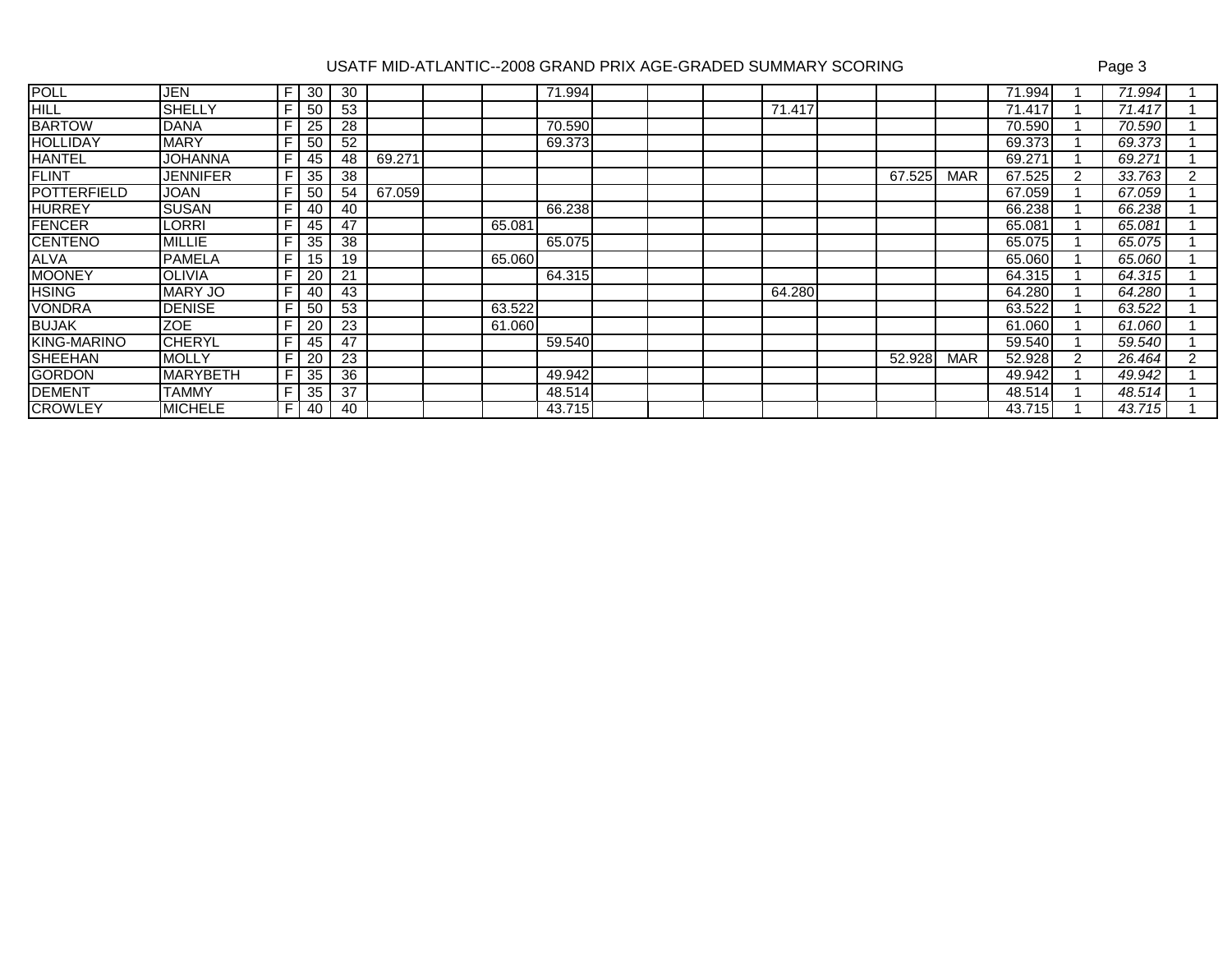# USATF MID-ATLANTIC--2008 GRAND PRIX AGE-GRADED SUMMARY SCORING

| | | | | | | | | | | | | | | | | | | | |
|---|---|---|---|---|---|---|---|---|---|---|---|---|---|---|---|---|---|---|---|
| POLL | JEN | F | 30 | 30 | | | | 71.994 | | | | | | | | 71.994 | 1 | *71.994* | 1 |
| HILL | SHELLY | F | 50 | 53 | | | | | | | | 71.417 | | | | 71.417 | 1 | *71.417* | 1 |
| BARTOW | DANA | F | 25 | 28 | | | | 70.590 | | | | | | | | 70.590 | 1 | *70.590* | 1 |
| HOLLIDAY | MARY | F | 50 | 52 | | | | 69.373 | | | | | | | | 69.373 | 1 | *69.373* | 1 |
| HANTEL | JOHANNA | F | 45 | 48 | 69.271 | | | | | | | | | | | 69.271 | 1 | *69.271* | 1 |
| FLINT | JENNIFER | F | 35 | 38 | | | | | | | | | | 67.525 | MAR | 67.525 | 2 | *33.763* | 2 |
| POTTERFIELD | JOAN | F | 50 | 54 | 67.059 | | | | | | | | | | | 67.059 | 1 | *67.059* | 1 |
| HURREY | SUSAN | F | 40 | 40 | | | | 66.238 | | | | | | | | 66.238 | 1 | *66.238* | 1 |
| FENCER | LORRI | F | 45 | 47 | | | 65.081 | | | | | | | | | 65.081 | 1 | *65.081* | 1 |
| CENTENO | MILLIE | F | 35 | 38 | | | | 65.075 | | | | | | | | 65.075 | 1 | *65.075* | 1 |
| ALVA | PAMELA | F | 15 | 19 | | | 65.060 | | | | | | | | | 65.060 | 1 | *65.060* | 1 |
| MOONEY | OLIVIA | F | 20 | 21 | | | | 64.315 | | | | | | | | 64.315 | 1 | *64.315* | 1 |
| HSING | MARY JO | F | 40 | 43 | | | | | | | | 64.280 | | | | 64.280 | 1 | *64.280* | 1 |
| VONDRA | DENISE | F | 50 | 53 | | | 63.522 | | | | | | | | | 63.522 | 1 | *63.522* | 1 |
| BUJAK | ZOE | F | 20 | 23 | | | 61.060 | | | | | | | | | 61.060 | 1 | *61.060* | 1 |
| KING-MARINO | CHERYL | F | 45 | 47 | | | | 59.540 | | | | | | | | 59.540 | 1 | *59.540* | 1 |
| SHEEHAN | MOLLY | F | 20 | 23 | | | | | | | | | | 52.928 | MAR | 52.928 | 2 | *26.464* | 2 |
| GORDON | MARYBETH | F | 35 | 36 | | | | 49.942 | | | | | | | | 49.942 | 1 | *49.942* | 1 |
| DEMENT | TAMMY | F | 35 | 37 | | | | 48.514 | | | | | | | | 48.514 | 1 | *48.514* | 1 |
| CROWLEY | MICHELE | F | 40 | 40 | | | | 43.715 | | | | | | | | 43.715 | 1 | *43.715* | 1 |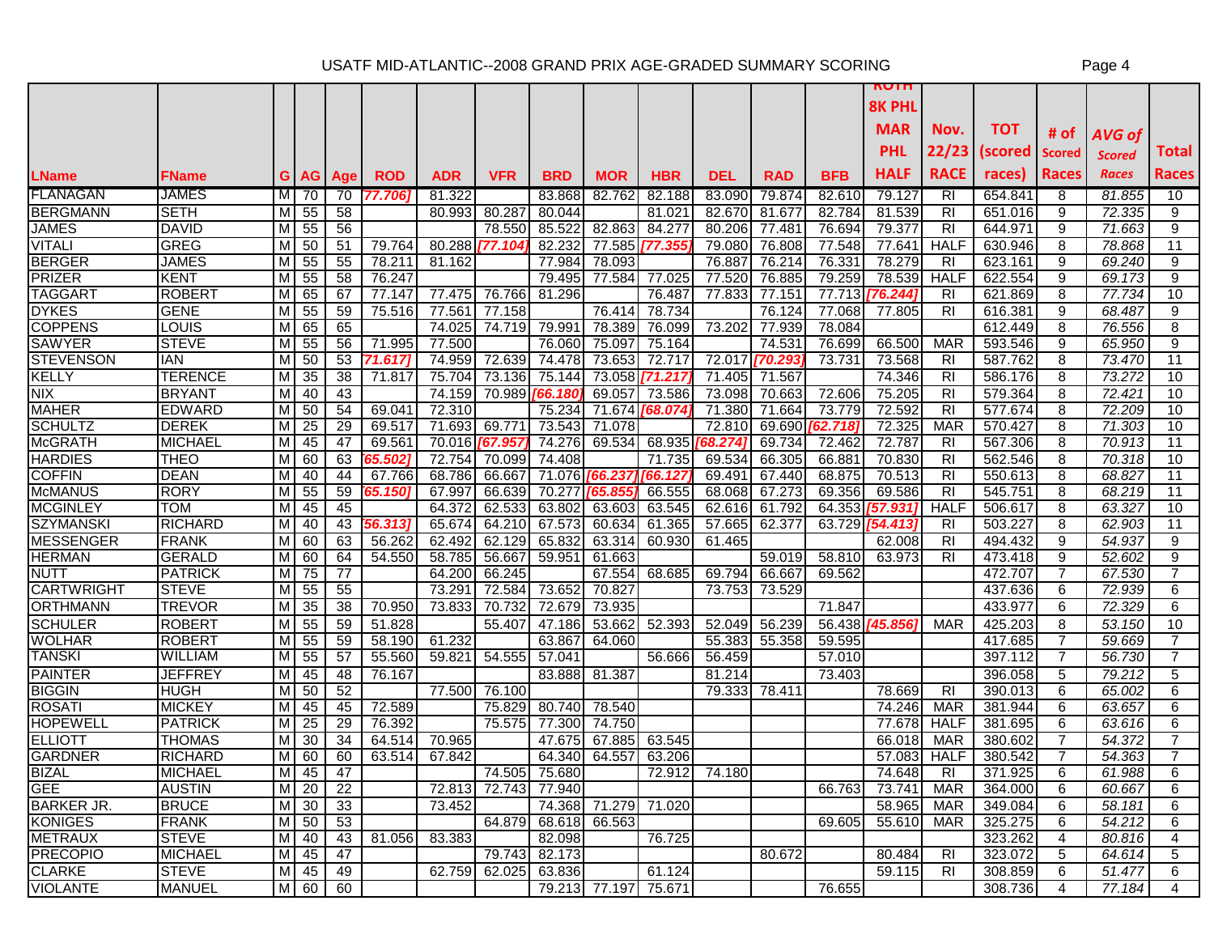USATF MID-ATLANTIC--2008 GRAND PRIX AGE-GRADED SUMMARY SCORING

| LName | FName | G | AG | Age | ROD | ADR | VFR | BRD | MOR | HBR | DEL | RAD | BFB | ROTH 8K PHL MAR PHL HALF | Nov. 22/23 RACE | TOT (scored races) | # of Scored Races | AVG of Scored Races | Total Races |
|---|---|---|---|---|---|---|---|---|---|---|---|---|---|---|---|---|---|---|---|
| FLANAGAN | JAMES | M | 70 | 70 | [77.706] | 81.322 | | 83.868 | 82.762 | 82.188 | 83.090 | 79.874 | 82.610 | 79.127 | RI | 654.841 | 8 | 81.855 | 10 |
| BERGMANN | SETH | M | 55 | 58 | | 80.993 | 80.287 | 80.044 | | 81.021 | 82.670 | 81.677 | 82.784 | 81.539 | RI | 651.016 | 9 | 72.335 | 9 |
| JAMES | DAVID | M | 55 | 56 | | | 78.550 | 85.522 | 82.863 | 84.277 | 80.206 | 77.481 | 76.694 | 79.377 | RI | 644.971 | 9 | 71.663 | 9 |
| VITALI | GREG | M | 50 | 51 | 79.764 | 80.288 | [77.104] | 82.232 | 77.585 | [77.355] | 79.080 | 76.808 | 77.548 | 77.641 | HALF | 630.946 | 8 | 78.868 | 11 |
| BERGER | JAMES | M | 55 | 55 | 78.211 | 81.162 | | 77.984 | 78.093 | | 76.887 | 76.214 | 76.331 | 78.279 | RI | 623.161 | 9 | 69.240 | 9 |
| PRIZER | KENT | M | 55 | 58 | 76.247 | | | 79.495 | 77.584 | 77.025 | 77.520 | 76.885 | 79.259 | 78.539 | HALF | 622.554 | 9 | 69.173 | 9 |
| TAGGART | ROBERT | M | 65 | 67 | 77.147 | 77.475 | 76.766 | 81.296 | | 76.487 | 77.833 | 77.151 | 77.713 | [76.244] | RI | 621.869 | 8 | 77.734 | 10 |
| DYKES | GENE | M | 55 | 59 | 75.516 | 77.561 | 77.158 | | 76.414 | 78.734 | | 76.124 | 77.068 | 77.805 | RI | 616.381 | 9 | 68.487 | 9 |
| COPPENS | LOUIS | M | 65 | 65 | | 74.025 | 74.719 | 79.991 | 78.389 | 76.099 | 73.202 | 77.939 | 78.084 | | | 612.449 | 8 | 76.556 | 8 |
| SAWYER | STEVE | M | 55 | 56 | 71.995 | 77.500 | | 76.060 | 75.097 | 75.164 | | 74.531 | 76.699 | 66.500 | MAR | 593.546 | 9 | 65.950 | 9 |
| STEVENSON | IAN | M | 50 | 53 | [71.617] | 74.959 | 72.639 | 74.478 | 73.653 | 72.717 | 72.017 | [70.293] | 73.731 | 73.568 | RI | 587.762 | 8 | 73.470 | 11 |
| KELLY | TERENCE | M | 35 | 38 | 71.817 | 75.704 | 73.136 | 75.144 | 73.058 | [71.217] | 71.405 | 71.567 | | 74.346 | RI | 586.176 | 8 | 73.272 | 10 |
| NIX | BRYANT | M | 40 | 43 | | 74.159 | 70.989 | [66.180] | 69.057 | 73.586 | 73.098 | 70.663 | 72.606 | 75.205 | RI | 579.364 | 8 | 72.421 | 10 |
| MAHER | EDWARD | M | 50 | 54 | 69.041 | 72.310 | | 75.234 | 71.674 | [68.074] | 71.380 | 71.664 | 73.779 | 72.592 | RI | 577.674 | 8 | 72.209 | 10 |
| SCHULTZ | DEREK | M | 25 | 29 | 69.517 | 71.693 | 69.771 | 73.543 | 71.078 | | 72.810 | 69.690 | [62.718] | 72.325 | MAR | 570.427 | 8 | 71.303 | 10 |
| McGRATH | MICHAEL | M | 45 | 47 | 69.561 | 70.016 | [67.957] | 74.276 | 69.534 | 68.935 | [68.274] | 69.734 | 72.462 | 72.787 | RI | 567.306 | 8 | 70.913 | 11 |
| HARDIES | THEO | M | 60 | 63 | [65.502] | 72.754 | 70.099 | 74.408 | | 71.735 | 69.534 | 66.305 | 66.881 | 70.830 | RI | 562.546 | 8 | 70.318 | 10 |
| COFFIN | DEAN | M | 40 | 44 | 67.766 | 68.786 | 66.667 | 71.076 | [66.237] | [66.127] | 69.491 | 67.440 | 68.875 | 70.513 | RI | 550.613 | 8 | 68.827 | 11 |
| McMANUS | RORY | M | 55 | 59 | [65.150] | 67.997 | 66.639 | 70.277 | [65.855] | 66.555 | 68.068 | 67.273 | 69.356 | 69.586 | RI | 545.751 | 8 | 68.219 | 11 |
| MCGINLEY | TOM | M | 45 | 45 | | 64.372 | 62.533 | 63.802 | 63.603 | 63.545 | 62.616 | 61.792 | 64.353 | [57.931] | HALF | 506.617 | 8 | 63.327 | 10 |
| SZYMANSKI | RICHARD | M | 40 | 43 | [56.313] | 65.674 | 64.210 | 67.573 | 60.634 | 61.365 | 57.665 | 62.377 | 63.729 | [54.413] | RI | 503.227 | 8 | 62.903 | 11 |
| MESSENGER | FRANK | M | 60 | 63 | 56.262 | 62.492 | 62.129 | 65.832 | 63.314 | 60.930 | 61.465 | | | 62.008 | RI | 494.432 | 9 | 54.937 | 9 |
| HERMAN | GERALD | M | 60 | 64 | 54.550 | 58.785 | 56.667 | 59.951 | 61.663 | | | 59.019 | 58.810 | 63.973 | RI | 473.418 | 9 | 52.602 | 9 |
| NUTT | PATRICK | M | 75 | 77 | | 64.200 | 66.245 | | 67.554 | 68.685 | 69.794 | 66.667 | 69.562 | | | 472.707 | 7 | 67.530 | 7 |
| CARTWRIGHT | STEVE | M | 55 | 55 | | 73.291 | 72.584 | 73.652 | 70.827 | | 73.753 | 73.529 | | | | 437.636 | 6 | 72.939 | 6 |
| ORTHMANN | TREVOR | M | 35 | 38 | 70.950 | 73.833 | 70.732 | 72.679 | 73.935 | | | | 71.847 | | | 433.977 | 6 | 72.329 | 6 |
| SCHULER | ROBERT | M | 55 | 59 | 51.828 | | 55.407 | 47.186 | 53.662 | 52.393 | 52.049 | 56.239 | 56.438 | [45.856] | MAR | 425.203 | 8 | 53.150 | 10 |
| WOLHAR | ROBERT | M | 55 | 59 | 58.190 | 61.232 | | 63.867 | 64.060 | | 55.383 | 55.358 | 59.595 | | | 417.685 | 7 | 59.669 | 7 |
| TANSKI | WILLIAM | M | 55 | 57 | 55.560 | 59.821 | 54.555 | 57.041 | | 56.666 | 56.459 | | 57.010 | | | 397.112 | 7 | 56.730 | 7 |
| PAINTER | JEFFREY | M | 45 | 48 | 76.167 | | | 83.888 | 81.387 | | 81.214 | | 73.403 | | | 396.058 | 5 | 79.212 | 5 |
| BIGGIN | HUGH | M | 50 | 52 | | 77.500 | 76.100 | | | | 79.333 | 78.411 | | 78.669 | RI | 390.013 | 6 | 65.002 | 6 |
| ROSATI | MICKEY | M | 45 | 45 | 72.589 | | 75.829 | 80.740 | 78.540 | | | | | 74.246 | MAR | 381.944 | 6 | 63.657 | 6 |
| HOPEWELL | PATRICK | M | 25 | 29 | 76.392 | | 75.575 | 77.300 | 74.750 | | | | | 77.678 | HALF | 381.695 | 6 | 63.616 | 6 |
| ELLIOTT | THOMAS | M | 30 | 34 | 64.514 | 70.965 | | 47.675 | 67.885 | 63.545 | | | | 66.018 | MAR | 380.602 | 7 | 54.372 | 7 |
| GARDNER | RICHARD | M | 60 | 60 | 63.514 | 67.842 | | 64.340 | 64.557 | 63.206 | | | | 57.083 | HALF | 380.542 | 7 | 54.363 | 7 |
| BIZAL | MICHAEL | M | 45 | 47 | | | 74.505 | 75.680 | | 72.912 | 74.180 | | | 74.648 | RI | 371.925 | 6 | 61.988 | 6 |
| GEE | AUSTIN | M | 20 | 22 | | 72.813 | 72.743 | 77.940 | | | | | 66.763 | 73.741 | MAR | 364.000 | 6 | 60.667 | 6 |
| BARKER JR. | BRUCE | M | 30 | 33 | | 73.452 | | 74.368 | 71.279 | 71.020 | | | | 58.965 | MAR | 349.084 | 6 | 58.181 | 6 |
| KONIGES | FRANK | M | 50 | 53 | | | 64.879 | 68.618 | 66.563 | | | | 69.605 | 55.610 | MAR | 325.275 | 6 | 54.212 | 6 |
| METRAUX | STEVE | M | 40 | 43 | 81.056 | 83.383 | | 82.098 | | 76.725 | | | | | | 323.262 | 4 | 80.816 | 4 |
| PRECOPIO | MICHAEL | M | 45 | 47 | | | 79.743 | 82.173 | | | | 80.672 | | 80.484 | RI | 323.072 | 5 | 64.614 | 5 |
| CLARKE | STEVE | M | 45 | 49 | | 62.759 | 62.025 | 63.836 | | 61.124 | | | | 59.115 | RI | 308.859 | 6 | 51.477 | 6 |
| VIOLANTE | MANUEL | M | 60 | 60 | | | | 79.213 | 77.197 | 75.671 | | | 76.655 | | | 308.736 | 4 | 77.184 | 4 |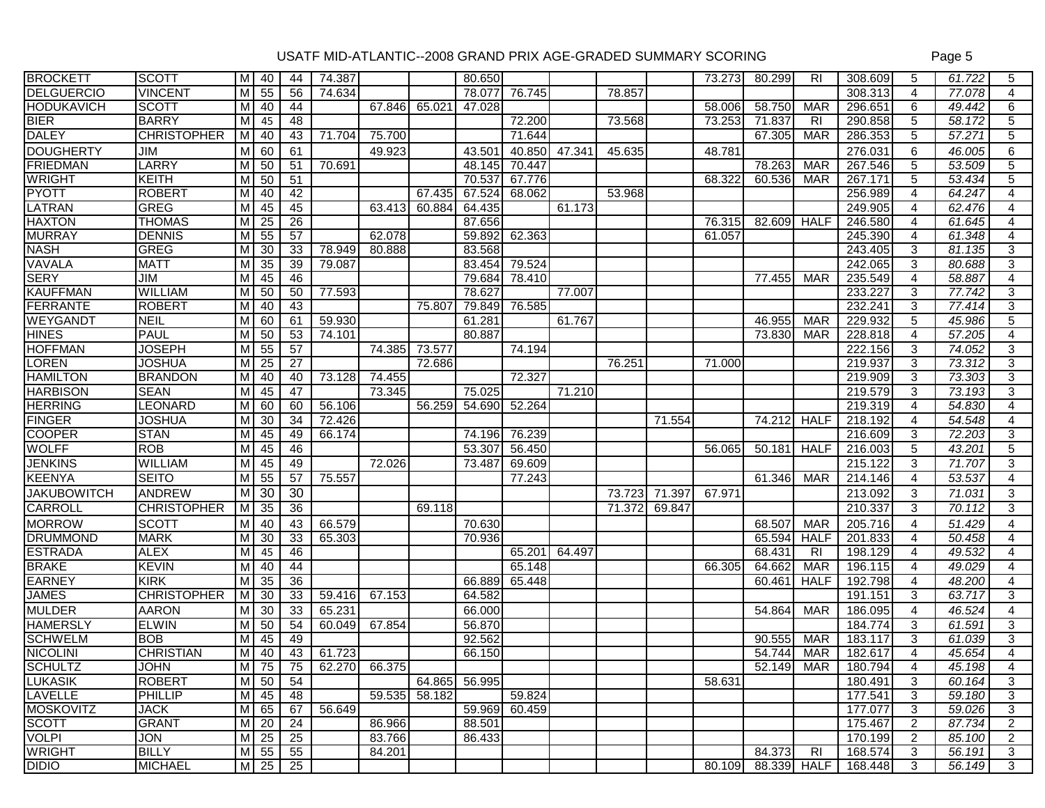| | | | | | | | | | | | | | | | | | | | |
|---|---|---|---|---|---|---|---|---|---|---|---|---|---|---|---|---|---|---|---|
| BROCKETT | SCOTT | M | 40 | 44 | 74.387 | | | 80.650 | | | | | 73.273 | 80.299 | RI | 308.609 | 5 | *61.722* | 5 |
| DELGUERCIO | VINCENT | M | 55 | 56 | 74.634 | | | 78.077 | 76.745 | | 78.857 | | | | | 308.313 | 4 | *77.078* | 4 |
| HODUKAVICH | SCOTT | M | 40 | 44 | | 67.846 | 65.021 | 47.028 | | | | | 58.006 | 58.750 | MAR | 296.651 | 6 | *49.442* | 6 |
| BIER | BARRY | M | 45 | 48 | | | | | 72.200 | | 73.568 | | 73.253 | 71.837 | RI | 290.858 | 5 | *58.172* | 5 |
| DALEY | CHRISTOPHER | M | 40 | 43 | 71.704 | 75.700 | | | 71.644 | | | | | 67.305 | MAR | 286.353 | 5 | *57.271* | 5 |
| DOUGHERTY | JIM | M | 60 | 61 | | 49.923 | | 43.501 | 40.850 | 47.341 | 45.635 | | 48.781 | | | 276.031 | 6 | *46.005* | 6 |
| FRIEDMAN | LARRY | M | 50 | 51 | 70.691 | | | 48.145 | 70.447 | | | | | 78.263 | MAR | 267.546 | 5 | *53.509* | 5 |
| WRIGHT | KEITH | M | 50 | 51 | | | | 70.537 | 67.776 | | | | 68.322 | 60.536 | MAR | 267.171 | 5 | *53.434* | 5 |
| PYOTT | ROBERT | M | 40 | 42 | | | 67.435 | 67.524 | 68.062 | | 53.968 | | | | | 256.989 | 4 | *64.247* | 4 |
| LATRAN | GREG | M | 45 | 45 | | 63.413 | 60.884 | 64.435 | | 61.173 | | | | | | 249.905 | 4 | *62.476* | 4 |
| HAXTON | THOMAS | M | 25 | 26 | | | | 87.656 | | | | | 76.315 | 82.609 | HALF | 246.580 | 4 | *61.645* | 4 |
| MURRAY | DENNIS | M | 55 | 57 | | 62.078 | | 59.892 | 62.363 | | | | 61.057 | | | 245.390 | 4 | *61.348* | 4 |
| NASH | GREG | M | 30 | 33 | 78.949 | 80.888 | | 83.568 | | | | | | | | 243.405 | 3 | *81.135* | 3 |
| VAVALA | MATT | M | 35 | 39 | 79.087 | | | 83.454 | 79.524 | | | | | | | 242.065 | 3 | *80.688* | 3 |
| SERY | JIM | M | 45 | 46 | | | | 79.684 | 78.410 | | | | | 77.455 | MAR | 235.549 | 4 | *58.887* | 4 |
| KAUFFMAN | WILLIAM | M | 50 | 50 | 77.593 | | | 78.627 | | 77.007 | | | | | | 233.227 | 3 | *77.742* | 3 |
| FERRANTE | ROBERT | M | 40 | 43 | | | 75.807 | 79.849 | 76.585 | | | | | | | 232.241 | 3 | *77.414* | 3 |
| WEYGANDT | NEIL | M | 60 | 61 | 59.930 | | | 61.281 | | 61.767 | | | | 46.955 | MAR | 229.932 | 5 | *45.986* | 5 |
| HINES | PAUL | M | 50 | 53 | 74.101 | | | 80.887 | | | | | | 73.830 | MAR | 228.818 | 4 | *57.205* | 4 |
| HOFFMAN | JOSEPH | M | 55 | 57 | | 74.385 | 73.577 | | 74.194 | | | | | | | 222.156 | 3 | *74.052* | 3 |
| LOREN | JOSHUA | M | 25 | 27 | | | 72.686 | | | | 76.251 | | 71.000 | | | 219.937 | 3 | *73.312* | 3 |
| HAMILTON | BRANDON | M | 40 | 40 | 73.128 | 74.455 | | | 72.327 | | | | | | | 219.909 | 3 | *73.303* | 3 |
| HARBISON | SEAN | M | 45 | 47 | | 73.345 | | 75.025 | | 71.210 | | | | | | 219.579 | 3 | *73.193* | 3 |
| HERRING | LEONARD | M | 60 | 60 | 56.106 | | 56.259 | 54.690 | 52.264 | | | | | | | 219.319 | 4 | *54.830* | 4 |
| FINGER | JOSHUA | M | 30 | 34 | 72.426 | | | | | | | 71.554 | | 74.212 | HALF | 218.192 | 4 | *54.548* | 4 |
| COOPER | STAN | M | 45 | 49 | 66.174 | | | 74.196 | 76.239 | | | | | | | 216.609 | 3 | *72.203* | 3 |
| WOLFF | ROB | M | 45 | 46 | | | | 53.307 | 56.450 | | | | 56.065 | 50.181 | HALF | 216.003 | 5 | *43.201* | 5 |
| JENKINS | WILLIAM | M | 45 | 49 | | 72.026 | | 73.487 | 69.609 | | | | | | | 215.122 | 3 | *71.707* | 3 |
| KEENYA | SEITO | M | 55 | 57 | 75.557 | | | | 77.243 | | | | | 61.346 | MAR | 214.146 | 4 | *53.537* | 4 |
| JAKUBOWITCH | ANDREW | M | 30 | 30 | | | | | | | 73.723 | 71.397 | 67.971 | | | 213.092 | 3 | *71.031* | 3 |
| CARROLL | CHRISTOPHER | M | 35 | 36 | | | 69.118 | | | | 71.372 | 69.847 | | | | 210.337 | 3 | *70.112* | 3 |
| MORROW | SCOTT | M | 40 | 43 | 66.579 | | | 70.630 | | | | | | 68.507 | MAR | 205.716 | 4 | *51.429* | 4 |
| DRUMMOND | MARK | M | 30 | 33 | 65.303 | | | 70.936 | | | | | | 65.594 | HALF | 201.833 | 4 | *50.458* | 4 |
| ESTRADA | ALEX | M | 45 | 46 | | | | | 65.201 | 64.497 | | | | 68.431 | RI | 198.129 | 4 | *49.532* | 4 |
| BRAKE | KEVIN | M | 40 | 44 | | | | | 65.148 | | | | 66.305 | 64.662 | MAR | 196.115 | 4 | *49.029* | 4 |
| EARNEY | KIRK | M | 35 | 36 | | | | 66.889 | 65.448 | | | | | 60.461 | HALF | 192.798 | 4 | *48.200* | 4 |
| JAMES | CHRISTOPHER | M | 30 | 33 | 59.416 | 67.153 | | 64.582 | | | | | | | | 191.151 | 3 | *63.717* | 3 |
| MULDER | AARON | M | 30 | 33 | 65.231 | | | 66.000 | | | | | | 54.864 | MAR | 186.095 | 4 | *46.524* | 4 |
| HAMERSLY | ELWIN | M | 50 | 54 | 60.049 | 67.854 | | 56.870 | | | | | | | | 184.774 | 3 | *61.591* | 3 |
| SCHWELM | BOB | M | 45 | 49 | | | | 92.562 | | | | | | 90.555 | MAR | 183.117 | 3 | *61.039* | 3 |
| NICOLINI | CHRISTIAN | M | 40 | 43 | 61.723 | | | 66.150 | | | | | | 54.744 | MAR | 182.617 | 4 | *45.654* | 4 |
| SCHULTZ | JOHN | M | 75 | 75 | 62.270 | 66.375 | | | | | | | | 52.149 | MAR | 180.794 | 4 | *45.198* | 4 |
| LUKASIK | ROBERT | M | 50 | 54 | | | 64.865 | 56.995 | | | | | 58.631 | | | 180.491 | 3 | *60.164* | 3 |
| LAVELLE | PHILLIP | M | 45 | 48 | | 59.535 | 58.182 | | 59.824 | | | | | | | 177.541 | 3 | *59.180* | 3 |
| MOSKOVITZ | JACK | M | 65 | 67 | 56.649 | | | 59.969 | 60.459 | | | | | | | 177.077 | 3 | *59.026* | 3 |
| SCOTT | GRANT | M | 20 | 24 | | 86.966 | | 88.501 | | | | | | | | 175.467 | 2 | *87.734* | 2 |
| VOLPI | JON | M | 25 | 25 | | 83.766 | | 86.433 | | | | | | | | 170.199 | 2 | *85.100* | 2 |
| WRIGHT | BILLY | M | 55 | 55 | | 84.201 | | | | | | | | 84.373 | RI | 168.574 | 3 | *56.191* | 3 |
| DIDIO | MICHAEL | M | 25 | 25 | | | | | | | | | 80.109 | 88.339 | HALF | 168.448 | 3 | *56.149* | 3 |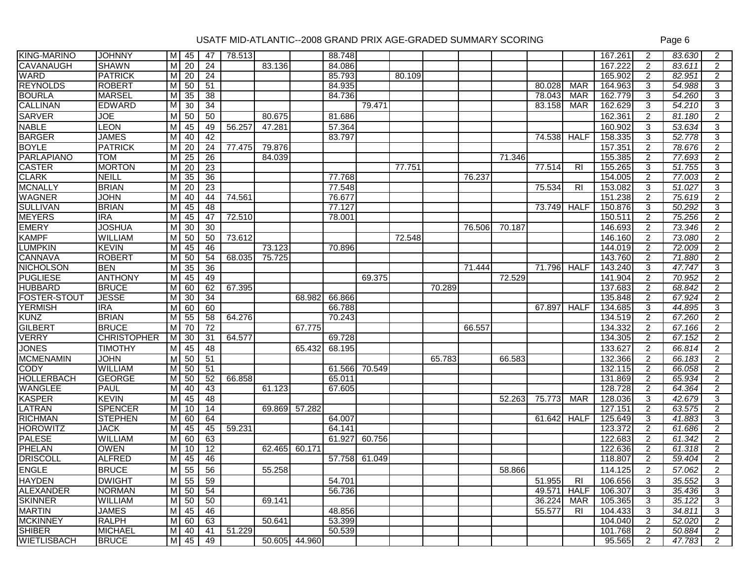# USATF MID-ATLANTIC--2008 GRAND PRIX AGE-GRADED SUMMARY SCORING

| | | | | | | | | | | | | | | | | | | | |
|---|---|---|---|---|---|---|---|---|---|---|---|---|---|---|---|---|---|---|---|
| KING-MARINO | JOHNNY | M | 45 | 47 | 78.513 | | | 88.748 | | | | | | | | 167.261 | 2 | *83.630* | 2 |
| CAVANAUGH | SHAWN | M | 20 | 24 | | 83.136 | | 84.086 | | | | | | | | 167.222 | 2 | *83.611* | 2 |
| WARD | PATRICK | M | 20 | 24 | | | | 85.793 | | 80.109 | | | | | | 165.902 | 2 | *82.951* | 2 |
| REYNOLDS | ROBERT | M | 50 | 51 | | | | 84.935 | | | | | | 80.028 | MAR | 164.963 | 3 | *54.988* | 3 |
| BOURLA | MARSEL | M | 35 | 38 | | | | 84.736 | | | | | | 78.043 | MAR | 162.779 | 3 | *54.260* | 3 |
| CALLINAN | EDWARD | M | 30 | 34 | | | | | 79.471 | | | | | 83.158 | MAR | 162.629 | 3 | *54.210* | 3 |
| SARVER | JOE | M | 50 | 50 | | 80.675 | | 81.686 | | | | | | | | 162.361 | 2 | *81.180* | 2 |
| NABLE | LEON | M | 45 | 49 | 56.257 | 47.281 | | 57.364 | | | | | | | | 160.902 | 3 | *53.634* | 3 |
| BARGER | JAMES | M | 40 | 42 | | | | 83.797 | | | | | | 74.538 | HALF | 158.335 | 3 | *52.778* | 3 |
| BOYLE | PATRICK | M | 20 | 24 | 77.475 | 79.876 | | | | | | | | | | 157.351 | 2 | *78.676* | 2 |
| PARLAPIANO | TOM | M | 25 | 26 | | 84.039 | | | | | | | 71.346 | | | 155.385 | 2 | *77.693* | 2 |
| CASTER | MORTON | M | 20 | 23 | | | | | | 77.751 | | | | 77.514 | RI | 155.265 | 3 | *51.755* | 3 |
| CLARK | NEILL | M | 35 | 36 | | | | 77.768 | | | | 76.237 | | | | 154.005 | 2 | *77.003* | 2 |
| MCNALLY | BRIAN | M | 20 | 23 | | | | 77.548 | | | | | | 75.534 | RI | 153.082 | 3 | *51.027* | 3 |
| WAGNER | JOHN | M | 40 | 44 | 74.561 | | | 76.677 | | | | | | | | 151.238 | 2 | *75.619* | 2 |
| SULLIVAN | BRIAN | M | 45 | 48 | | | | 77.127 | | | | | | 73.749 | HALF | 150.876 | 3 | *50.292* | 3 |
| MEYERS | IRA | M | 45 | 47 | 72.510 | | | 78.001 | | | | | | | | 150.511 | 2 | *75.256* | 2 |
| EMERY | JOSHUA | M | 30 | 30 | | | | | | | | 76.506 | 70.187 | | | 146.693 | 2 | *73.346* | 2 |
| KAMPF | WILLIAM | M | 50 | 50 | 73.612 | | | | | 72.548 | | | | | | 146.160 | 2 | *73.080* | 2 |
| LUMPKIN | KEVIN | M | 45 | 46 | | 73.123 | | 70.896 | | | | | | | | 144.019 | 2 | *72.009* | 2 |
| CANNAVA | ROBERT | M | 50 | 54 | 68.035 | 75.725 | | | | | | | | | | 143.760 | 2 | *71.880* | 2 |
| NICHOLSON | BEN | M | 35 | 36 | | | | | | | | 71.444 | | 71.796 | HALF | 143.240 | 3 | *47.747* | 3 |
| PUGLIESE | ANTHONY | M | 45 | 49 | | | | | 69.375 | | | | 72.529 | | | 141.904 | 2 | *70.952* | 2 |
| HUBBARD | BRUCE | M | 60 | 62 | 67.395 | | | | | | 70.289 | | | | | 137.683 | 2 | *68.842* | 2 |
| FOSTER-STOUT | JESSE | M | 30 | 34 | | | 68.982 | 66.866 | | | | | | | | 135.848 | 2 | *67.924* | 2 |
| YERMISH | IRA | M | 60 | 60 | | | | 66.788 | | | | | | 67.897 | HALF | 134.685 | 3 | *44.895* | 3 |
| KUNZ | BRIAN | M | 55 | 58 | 64.276 | | | 70.243 | | | | | | | | 134.519 | 2 | *67.260* | 2 |
| GILBERT | BRUCE | M | 70 | 72 | | | 67.775 | | | | | 66.557 | | | | 134.332 | 2 | *67.166* | 2 |
| VERRY | CHRISTOPHER | M | 30 | 31 | 64.577 | | | 69.728 | | | | | | | | 134.305 | 2 | *67.152* | 2 |
| JONES | TIMOTHY | M | 45 | 48 | | | 65.432 | 68.195 | | | | | | | | 133.627 | 2 | *66.814* | 2 |
| MCMENAMIN | JOHN | M | 50 | 51 | | | | | | | 65.783 | | 66.583 | | | 132.366 | 2 | *66.183* | 2 |
| CODY | WILLIAM | M | 50 | 51 | | | | 61.566 | 70.549 | | | | | | | 132.115 | 2 | *66.058* | 2 |
| HOLLERBACH | GEORGE | M | 50 | 52 | 66.858 | | | 65.011 | | | | | | | | 131.869 | 2 | *65.934* | 2 |
| WANGLEE | PAUL | M | 40 | 43 | | 61.123 | | 67.605 | | | | | | | | 128.728 | 2 | *64.364* | 2 |
| KASPER | KEVIN | M | 45 | 48 | | | | | | | | | 52.263 | 75.773 | MAR | 128.036 | 3 | *42.679* | 3 |
| LATRAN | SPENCER | M | 10 | 14 | | 69.869 | 57.282 | | | | | | | | | 127.151 | 2 | *63.575* | 2 |
| RICHMAN | STEPHEN | M | 60 | 64 | | | | 64.007 | | | | | | 61.642 | HALF | 125.649 | 3 | *41.883* | 3 |
| HOROWITZ | JACK | M | 45 | 45 | 59.231 | | | 64.141 | | | | | | | | 123.372 | 2 | *61.686* | 2 |
| PALESE | WILLIAM | M | 60 | 63 | | | | 61.927 | 60.756 | | | | | | | 122.683 | 2 | *61.342* | 2 |
| PHELAN | OWEN | M | 10 | 12 | | 62.465 | 60.171 | | | | | | | | | 122.636 | 2 | *61.318* | 2 |
| DRISCOLL | ALFRED | M | 45 | 46 | | | | 57.758 | 61.049 | | | | | | | 118.807 | 2 | *59.404* | 2 |
| ENGLE | BRUCE | M | 55 | 56 | | 55.258 | | | | | | | 58.866 | | | 114.125 | 2 | *57.062* | 2 |
| HAYDEN | DWIGHT | M | 55 | 59 | | | | 54.701 | | | | | | 51.955 | RI | 106.656 | 3 | *35.552* | 3 |
| ALEXANDER | NORMAN | M | 50 | 54 | | | | 56.736 | | | | | | 49.571 | HALF | 106.307 | 3 | *35.436* | 3 |
| SKINNER | WILLIAM | M | 50 | 50 | | 69.141 | | | | | | | | 36.224 | MAR | 105.365 | 3 | *35.122* | 3 |
| MARTIN | JAMES | M | 45 | 46 | | | | 48.856 | | | | | | 55.577 | RI | 104.433 | 3 | *34.811* | 3 |
| MCKINNEY | RALPH | M | 60 | 63 | | 50.641 | | 53.399 | | | | | | | | 104.040 | 2 | *52.020* | 2 |
| SHIBER | MICHAEL | M | 40 | 41 | 51.229 | | | 50.539 | | | | | | | | 101.768 | 2 | *50.884* | 2 |
| WIETLISBACH | BRUCE | M | 45 | 49 | | 50.605 | 44.960 | | | | | | | | | 95.565 | 2 | *47.783* | 2 |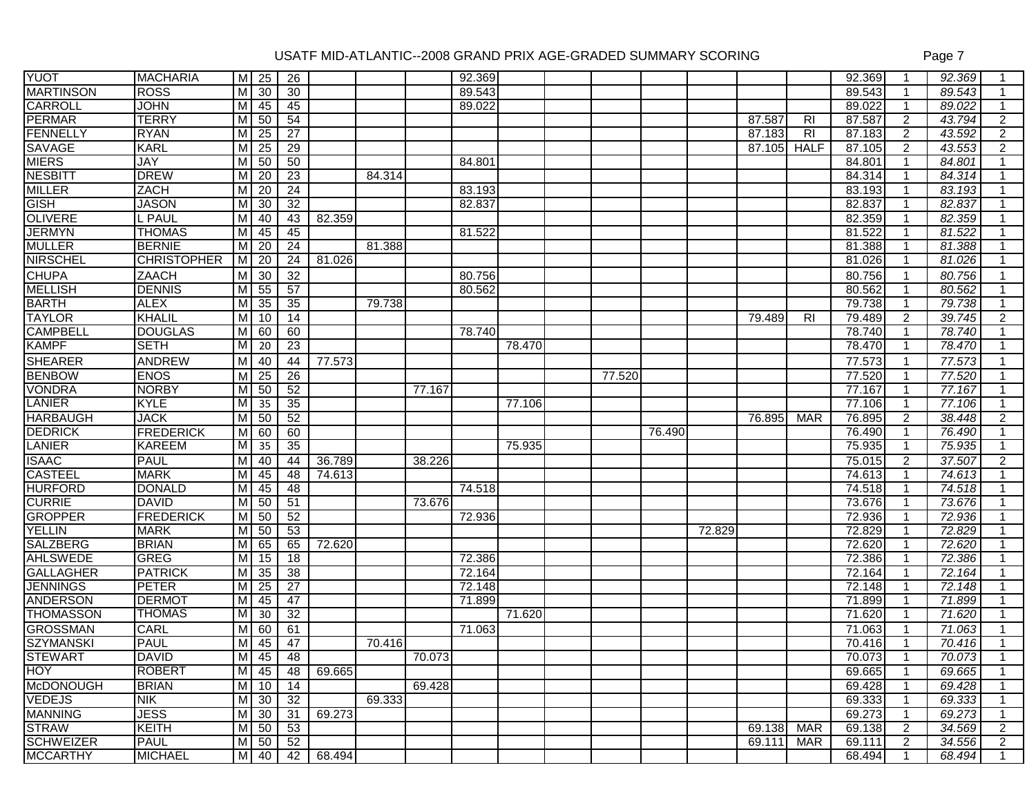# USATF MID-ATLANTIC--2008 GRAND PRIX AGE-GRADED SUMMARY SCORING

| | | | | | | | | | | | | | | | | | | | |
|---|---|---|---|---|---|---|---|---|---|---|---|---|---|---|---|---|---|---|---|
| YUOT | MACHARIA | M | 25 | 26 | | | | 92.369 | | | | | | | | 92.369 | 1 | *92.369* | 1 |
| MARTINSON | ROSS | M | 30 | 30 | | | | 89.543 | | | | | | | | 89.543 | 1 | *89.543* | 1 |
| CARROLL | JOHN | M | 45 | 45 | | | | 89.022 | | | | | | | | 89.022 | 1 | *89.022* | 1 |
| PERMAR | TERRY | M | 50 | 54 | | | | | | | | | | 87.587 | RI | 87.587 | 2 | *43.794* | 2 |
| FENNELLY | RYAN | M | 25 | 27 | | | | | | | | | | 87.183 | RI | 87.183 | 2 | *43.592* | 2 |
| SAVAGE | KARL | M | 25 | 29 | | | | | | | | | | 87.105 | HALF | 87.105 | 2 | *43.553* | 2 |
| MIERS | JAY | M | 50 | 50 | | | | 84.801 | | | | | | | | 84.801 | 1 | *84.801* | 1 |
| NESBITT | DREW | M | 20 | 23 | | 84.314 | | | | | | | | | | 84.314 | 1 | *84.314* | 1 |
| MILLER | ZACH | M | 20 | 24 | | | | 83.193 | | | | | | | | 83.193 | 1 | *83.193* | 1 |
| GISH | JASON | M | 30 | 32 | | | | 82.837 | | | | | | | | 82.837 | 1 | *82.837* | 1 |
| OLIVERE | L PAUL | M | 40 | 43 | 82.359 | | | | | | | | | | | 82.359 | 1 | *82.359* | 1 |
| JERMYN | THOMAS | M | 45 | 45 | | | | 81.522 | | | | | | | | 81.522 | 1 | *81.522* | 1 |
| MULLER | BERNIE | M | 20 | 24 | | 81.388 | | | | | | | | | | 81.388 | 1 | *81.388* | 1 |
| NIRSCHEL | CHRISTOPHER | M | 20 | 24 | 81.026 | | | | | | | | | | | 81.026 | 1 | *81.026* | 1 |
| CHUPA | ZAACH | M | 30 | 32 | | | | 80.756 | | | | | | | | 80.756 | 1 | *80.756* | 1 |
| MELLISH | DENNIS | M | 55 | 57 | | | | 80.562 | | | | | | | | 80.562 | 1 | *80.562* | 1 |
| BARTH | ALEX | M | 35 | 35 | | 79.738 | | | | | | | | | | 79.738 | 1 | *79.738* | 1 |
| TAYLOR | KHALIL | M | 10 | 14 | | | | | | | | | | 79.489 | RI | 79.489 | 2 | *39.745* | 2 |
| CAMPBELL | DOUGLAS | M | 60 | 60 | | | | 78.740 | | | | | | | | 78.740 | 1 | *78.740* | 1 |
| KAMPF | SETH | M | 20 | 23 | | | | | 78.470 | | | | | | | 78.470 | 1 | *78.470* | 1 |
| SHEARER | ANDREW | M | 40 | 44 | 77.573 | | | | | | | | | | | 77.573 | 1 | *77.573* | 1 |
| BENBOW | ENOS | M | 25 | 26 | | | | | | | 77.520 | | | | | 77.520 | 1 | *77.520* | 1 |
| VONDRA | NORBY | M | 50 | 52 | | | 77.167 | | | | | | | | | 77.167 | 1 | *77.167* | 1 |
| LANIER | KYLE | M | 35 | 35 | | | | | 77.106 | | | | | | | 77.106 | 1 | *77.106* | 1 |
| HARBAUGH | JACK | M | 50 | 52 | | | | | | | | | | 76.895 | MAR | 76.895 | 2 | *38.448* | 2 |
| DEDRICK | FREDERICK | M | 60 | 60 | | | | | | | | 76.490 | | | | 76.490 | 1 | *76.490* | 1 |
| LANIER | KAREEM | M | 35 | 35 | | | | | 75.935 | | | | | | | 75.935 | 1 | *75.935* | 1 |
| ISAAC | PAUL | M | 40 | 44 | 36.789 | | 38.226 | | | | | | | | | 75.015 | 2 | *37.507* | 2 |
| CASTEEL | MARK | M | 45 | 48 | 74.613 | | | | | | | | | | | 74.613 | 1 | *74.613* | 1 |
| HURFORD | DONALD | M | 45 | 48 | | | | 74.518 | | | | | | | | 74.518 | 1 | *74.518* | 1 |
| CURRIE | DAVID | M | 50 | 51 | | | 73.676 | | | | | | | | | 73.676 | 1 | *73.676* | 1 |
| GROPPER | FREDERICK | M | 50 | 52 | | | | 72.936 | | | | | | | | 72.936 | 1 | *72.936* | 1 |
| YELLIN | MARK | M | 50 | 53 | | | | | | | | | 72.829 | | | 72.829 | 1 | *72.829* | 1 |
| SALZBERG | BRIAN | M | 65 | 65 | 72.620 | | | | | | | | | | | 72.620 | 1 | *72.620* | 1 |
| AHLSWEDE | GREG | M | 15 | 18 | | | | 72.386 | | | | | | | | 72.386 | 1 | *72.386* | 1 |
| GALLAGHER | PATRICK | M | 35 | 38 | | | | 72.164 | | | | | | | | 72.164 | 1 | *72.164* | 1 |
| JENNINGS | PETER | M | 25 | 27 | | | | 72.148 | | | | | | | | 72.148 | 1 | *72.148* | 1 |
| ANDERSON | DERMOT | M | 45 | 47 | | | | 71.899 | | | | | | | | 71.899 | 1 | *71.899* | 1 |
| THOMASSON | THOMAS | M | 30 | 32 | | | | | 71.620 | | | | | | | 71.620 | 1 | *71.620* | 1 |
| GROSSMAN | CARL | M | 60 | 61 | | | | 71.063 | | | | | | | | 71.063 | 1 | *71.063* | 1 |
| SZYMANSKI | PAUL | M | 45 | 47 | | 70.416 | | | | | | | | | | 70.416 | 1 | *70.416* | 1 |
| STEWART | DAVID | M | 45 | 48 | | | 70.073 | | | | | | | | | 70.073 | 1 | *70.073* | 1 |
| HOY | ROBERT | M | 45 | 48 | 69.665 | | | | | | | | | | | 69.665 | 1 | *69.665* | 1 |
| McDONOUGH | BRIAN | M | 10 | 14 | | | 69.428 | | | | | | | | | 69.428 | 1 | *69.428* | 1 |
| VEDEJS | NIK | M | 30 | 32 | | 69.333 | | | | | | | | | | 69.333 | 1 | *69.333* | 1 |
| MANNING | JESS | M | 30 | 31 | 69.273 | | | | | | | | | | | 69.273 | 1 | *69.273* | 1 |
| STRAW | KEITH | M | 50 | 53 | | | | | | | | | | 69.138 | MAR | 69.138 | 2 | *34.569* | 2 |
| SCHWEIZER | PAUL | M | 50 | 52 | | | | | | | | | | 69.111 | MAR | 69.111 | 2 | *34.556* | 2 |
| MCCARTHY | MICHAEL | M | 40 | 42 | 68.494 | | | | | | | | | | | 68.494 | 1 | *68.494* | 1 |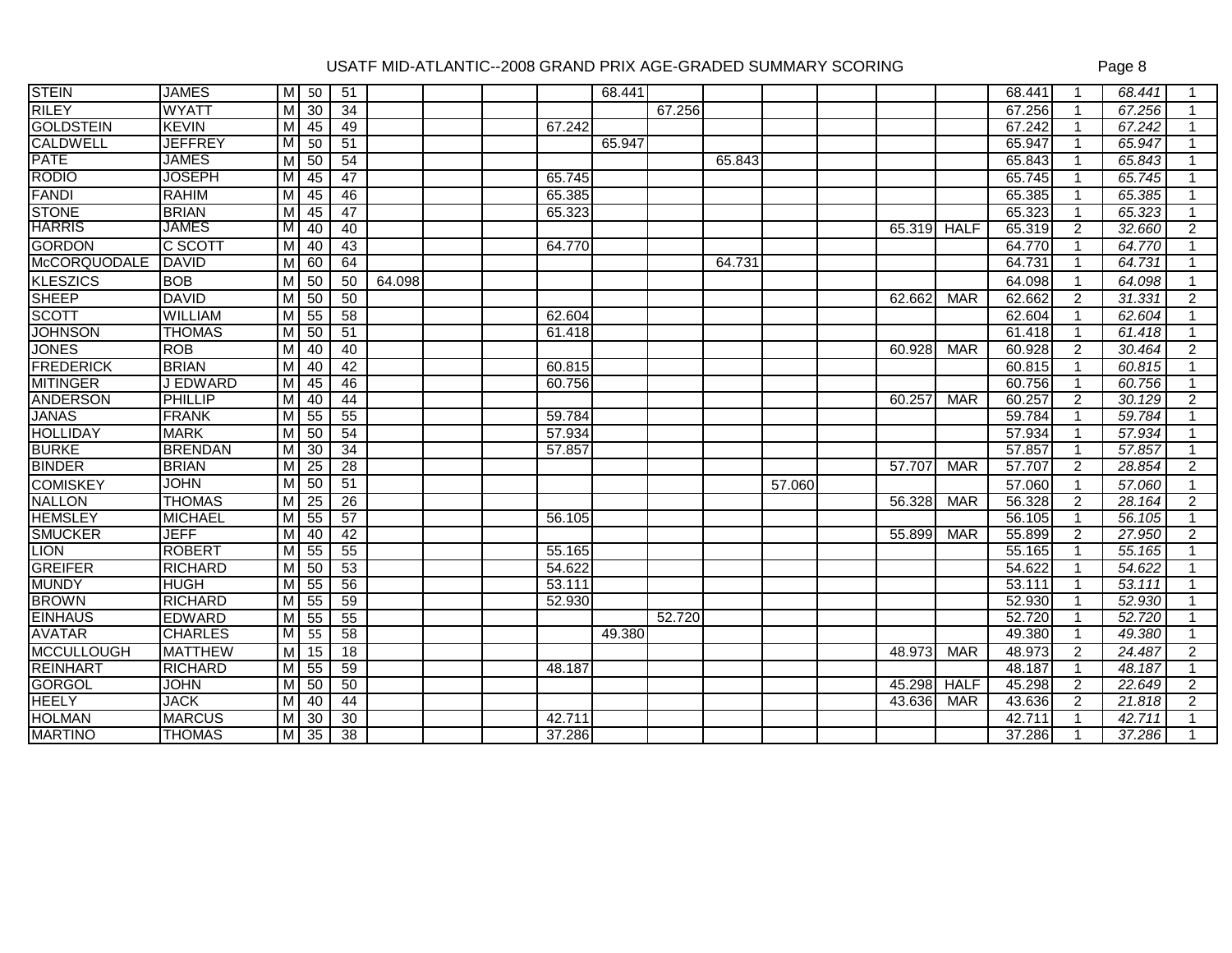# USATF MID-ATLANTIC--2008 GRAND PRIX AGE-GRADED SUMMARY SCORING

| | | | | | | | | | | | | | | | | | | | |
|---|---|---|---|---|---|---|---|---|---|---|---|---|---|---|---|---|---|---|---|
| STEIN | JAMES | M | 50 | 51 | | | | | 68.441 | | | | | | | 68.441 | 1 | *68.441* | 1 |
| RILEY | WYATT | M | 30 | 34 | | | | | | 67.256 | | | | | | 67.256 | 1 | *67.256* | 1 |
| GOLDSTEIN | KEVIN | M | 45 | 49 | | | | 67.242 | | | | | | | | 67.242 | 1 | *67.242* | 1 |
| CALDWELL | JEFFREY | M | 50 | 51 | | | | | 65.947 | | | | | | | 65.947 | 1 | *65.947* | 1 |
| PATE | JAMES | M | 50 | 54 | | | | | | | 65.843 | | | | | 65.843 | 1 | *65.843* | 1 |
| RODIO | JOSEPH | M | 45 | 47 | | | | 65.745 | | | | | | | | 65.745 | 1 | *65.745* | 1 |
| FANDI | RAHIM | M | 45 | 46 | | | | 65.385 | | | | | | | | 65.385 | 1 | *65.385* | 1 |
| STONE | BRIAN | M | 45 | 47 | | | | 65.323 | | | | | | | | 65.323 | 1 | *65.323* | 1 |
| HARRIS | JAMES | M | 40 | 40 | | | | | | | | | | 65.319 | HALF | 65.319 | 2 | *32.660* | 2 |
| GORDON | C SCOTT | M | 40 | 43 | | | | 64.770 | | | | | | | | 64.770 | 1 | *64.770* | 1 |
| McCORQUODALE | DAVID | M | 60 | 64 | | | | | | | 64.731 | | | | | 64.731 | 1 | *64.731* | 1 |
| KLESZICS | BOB | M | 50 | 50 | 64.098 | | | | | | | | | | | 64.098 | 1 | *64.098* | 1 |
| SHEEP | DAVID | M | 50 | 50 | | | | | | | | | | 62.662 | MAR | 62.662 | 2 | *31.331* | 2 |
| SCOTT | WILLIAM | M | 55 | 58 | | | | 62.604 | | | | | | | | 62.604 | 1 | *62.604* | 1 |
| JOHNSON | THOMAS | M | 50 | 51 | | | | 61.418 | | | | | | | | 61.418 | 1 | *61.418* | 1 |
| JONES | ROB | M | 40 | 40 | | | | | | | | | | 60.928 | MAR | 60.928 | 2 | *30.464* | 2 |
| FREDERICK | BRIAN | M | 40 | 42 | | | | 60.815 | | | | | | | | 60.815 | 1 | *60.815* | 1 |
| MITINGER | J EDWARD | M | 45 | 46 | | | | 60.756 | | | | | | | | 60.756 | 1 | *60.756* | 1 |
| ANDERSON | PHILLIP | M | 40 | 44 | | | | | | | | | | 60.257 | MAR | 60.257 | 2 | *30.129* | 2 |
| JANAS | FRANK | M | 55 | 55 | | | | 59.784 | | | | | | | | 59.784 | 1 | *59.784* | 1 |
| HOLLIDAY | MARK | M | 50 | 54 | | | | 57.934 | | | | | | | | 57.934 | 1 | *57.934* | 1 |
| BURKE | BRENDAN | M | 30 | 34 | | | | 57.857 | | | | | | | | 57.857 | 1 | *57.857* | 1 |
| BINDER | BRIAN | M | 25 | 28 | | | | | | | | | | 57.707 | MAR | 57.707 | 2 | *28.854* | 2 |
| COMISKEY | JOHN | M | 50 | 51 | | | | | | | | 57.060 | | | | 57.060 | 1 | *57.060* | 1 |
| NALLON | THOMAS | M | 25 | 26 | | | | | | | | | | 56.328 | MAR | 56.328 | 2 | *28.164* | 2 |
| HEMSLEY | MICHAEL | M | 55 | 57 | | | | 56.105 | | | | | | | | 56.105 | 1 | *56.105* | 1 |
| SMUCKER | JEFF | M | 40 | 42 | | | | | | | | | | 55.899 | MAR | 55.899 | 2 | *27.950* | 2 |
| LION | ROBERT | M | 55 | 55 | | | | 55.165 | | | | | | | | 55.165 | 1 | *55.165* | 1 |
| GREIFER | RICHARD | M | 50 | 53 | | | | 54.622 | | | | | | | | 54.622 | 1 | *54.622* | 1 |
| MUNDY | HUGH | M | 55 | 56 | | | | 53.111 | | | | | | | | 53.111 | 1 | *53.111* | 1 |
| BROWN | RICHARD | M | 55 | 59 | | | | 52.930 | | | | | | | | 52.930 | 1 | *52.930* | 1 |
| EINHAUS | EDWARD | M | 55 | 55 | | | | | | 52.720 | | | | | | 52.720 | 1 | *52.720* | 1 |
| AVATAR | CHARLES | M | 55 | 58 | | | | | 49.380 | | | | | | | 49.380 | 1 | *49.380* | 1 |
| MCCULLOUGH | MATTHEW | M | 15 | 18 | | | | | | | | | | 48.973 | MAR | 48.973 | 2 | *24.487* | 2 |
| REINHART | RICHARD | M | 55 | 59 | | | | 48.187 | | | | | | | | 48.187 | 1 | *48.187* | 1 |
| GORGOL | JOHN | M | 50 | 50 | | | | | | | | | | 45.298 | HALF | 45.298 | 2 | *22.649* | 2 |
| HEELY | JACK | M | 40 | 44 | | | | | | | | | | 43.636 | MAR | 43.636 | 2 | *21.818* | 2 |
| HOLMAN | MARCUS | M | 30 | 30 | | | | 42.711 | | | | | | | | 42.711 | 1 | *42.711* | 1 |
| MARTINO | THOMAS | M | 35 | 38 | | | | 37.286 | | | | | | | | 37.286 | 1 | *37.286* | 1 |